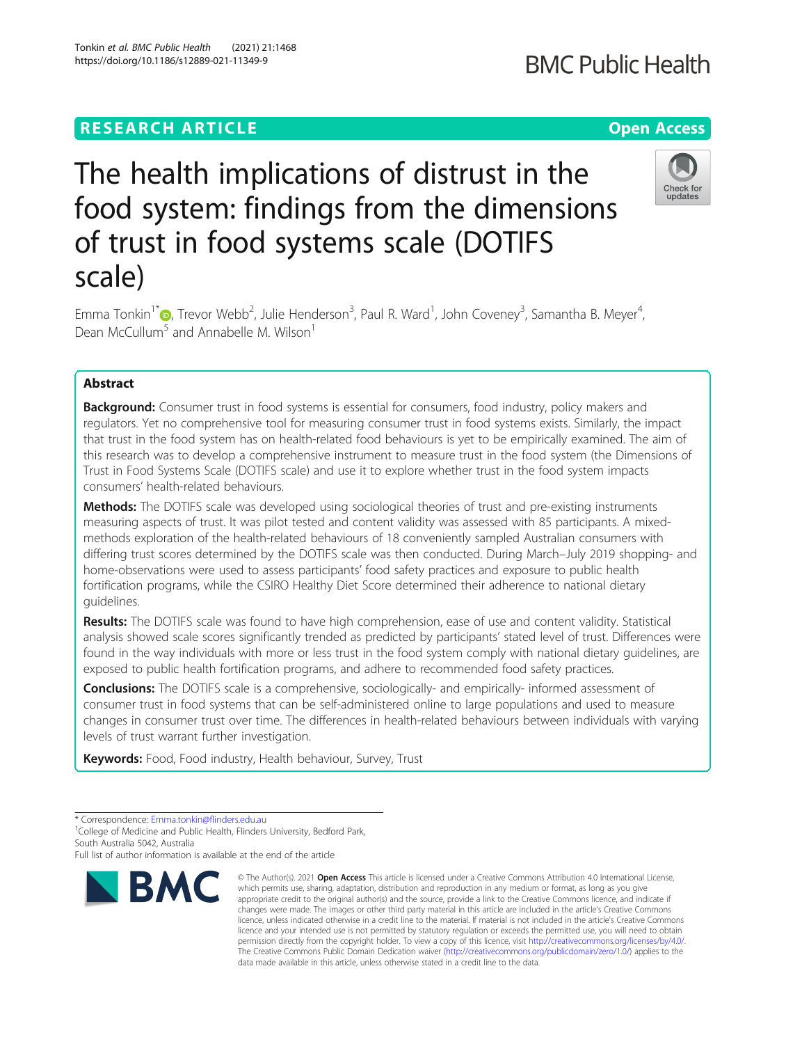RESEARCH ARTICLE

Open Access

# The health implications of distrust in the food system: findings from the dimensions of trust in food systems scale (DOTIFS scale)

Emma Tonkin[1*], Trevor Webb[2], Julie Henderson[3], Paul R. Ward[1], John Coveney[3], Samantha B. Meyer[4], Dean McCullum[5] and Annabelle M. Wilson[1]

## Abstract

**Background:** Consumer trust in food systems is essential for consumers, food industry, policy makers and regulators. Yet no comprehensive tool for measuring consumer trust in food systems exists. Similarly, the impact that trust in the food system has on health-related food behaviours is yet to be empirically examined. The aim of this research was to develop a comprehensive instrument to measure trust in the food system (the Dimensions of Trust in Food Systems Scale (DOTIFS scale) and use it to explore whether trust in the food system impacts consumers' health-related behaviours.

**Methods:** The DOTIFS scale was developed using sociological theories of trust and pre-existing instruments measuring aspects of trust. It was pilot tested and content validity was assessed with 85 participants. A mixed-methods exploration of the health-related behaviours of 18 conveniently sampled Australian consumers with differing trust scores determined by the DOTIFS scale was then conducted. During March–July 2019 shopping- and home-observations were used to assess participants' food safety practices and exposure to public health fortification programs, while the CSIRO Healthy Diet Score determined their adherence to national dietary guidelines.

**Results:** The DOTIFS scale was found to have high comprehension, ease of use and content validity. Statistical analysis showed scale scores significantly trended as predicted by participants' stated level of trust. Differences were found in the way individuals with more or less trust in the food system comply with national dietary guidelines, are exposed to public health fortification programs, and adhere to recommended food safety practices.

**Conclusions:** The DOTIFS scale is a comprehensive, sociologically- and empirically- informed assessment of consumer trust in food systems that can be self-administered online to large populations and used to measure changes in consumer trust over time. The differences in health-related behaviours between individuals with varying levels of trust warrant further investigation.

**Keywords:** Food, Food industry, Health behaviour, Survey, Trust

---

* Correspondence: Emma.tonkin@flinders.edu.au

[1]College of Medicine and Public Health, Flinders University, Bedford Park, South Australia 5042, Australia

Full list of author information is available at the end of the article

© The Author(s). 2021 **Open Access** This article is licensed under a Creative Commons Attribution 4.0 International License, which permits use, sharing, adaptation, distribution and reproduction in any medium or format, as long as you give appropriate credit to the original author(s) and the source, provide a link to the Creative Commons licence, and indicate if changes were made. The images or other third party material in this article are included in the article's Creative Commons licence, unless indicated otherwise in a credit line to the material. If material is not included in the article's Creative Commons licence and your intended use is not permitted by statutory regulation or exceeds the permitted use, you will need to obtain permission directly from the copyright holder. To view a copy of this licence, visit http://creativecommons.org/licenses/by/4.0/. The Creative Commons Public Domain Dedication waiver (http://creativecommons.org/publicdomain/zero/1.0/) applies to the data made available in this article, unless otherwise stated in a credit line to the data.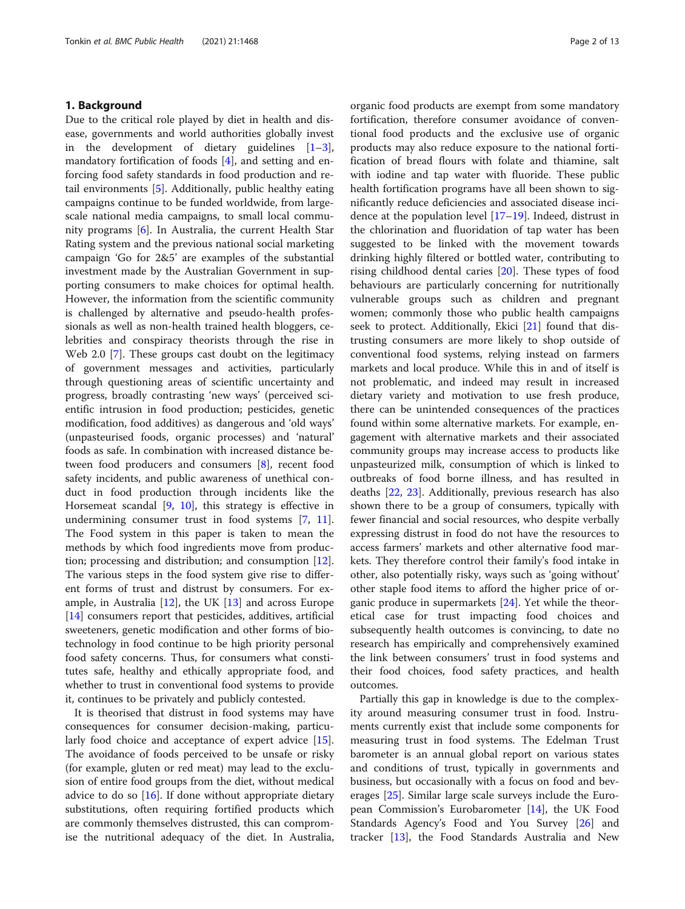## 1. Background

Due to the critical role played by diet in health and disease, governments and world authorities globally invest in the development of dietary guidelines [1–3], mandatory fortification of foods [4], and setting and enforcing food safety standards in food production and retail environments [5]. Additionally, public healthy eating campaigns continue to be funded worldwide, from large-scale national media campaigns, to small local community programs [6]. In Australia, the current Health Star Rating system and the previous national social marketing campaign 'Go for 2&5' are examples of the substantial investment made by the Australian Government in supporting consumers to make choices for optimal health. However, the information from the scientific community is challenged by alternative and pseudo-health professionals as well as non-health trained health bloggers, celebrities and conspiracy theorists through the rise in Web 2.0 [7]. These groups cast doubt on the legitimacy of government messages and activities, particularly through questioning areas of scientific uncertainty and progress, broadly contrasting 'new ways' (perceived scientific intrusion in food production; pesticides, genetic modification, food additives) as dangerous and 'old ways' (unpasteurised foods, organic processes) and 'natural' foods as safe. In combination with increased distance between food producers and consumers [8], recent food safety incidents, and public awareness of unethical conduct in food production through incidents like the Horsemeat scandal [9, 10], this strategy is effective in undermining consumer trust in food systems [7, 11]. The Food system in this paper is taken to mean the methods by which food ingredients move from production; processing and distribution; and consumption [12]. The various steps in the food system give rise to different forms of trust and distrust by consumers. For example, in Australia [12], the UK [13] and across Europe [14] consumers report that pesticides, additives, artificial sweeteners, genetic modification and other forms of biotechnology in food continue to be high priority personal food safety concerns. Thus, for consumers what constitutes safe, healthy and ethically appropriate food, and whether to trust in conventional food systems to provide it, continues to be privately and publicly contested.

It is theorised that distrust in food systems may have consequences for consumer decision-making, particularly food choice and acceptance of expert advice [15]. The avoidance of foods perceived to be unsafe or risky (for example, gluten or red meat) may lead to the exclusion of entire food groups from the diet, without medical advice to do so [16]. If done without appropriate dietary substitutions, often requiring fortified products which are commonly themselves distrusted, this can compromise the nutritional adequacy of the diet. In Australia, organic food products are exempt from some mandatory fortification, therefore consumer avoidance of conventional food products and the exclusive use of organic products may also reduce exposure to the national fortification of bread flours with folate and thiamine, salt with iodine and tap water with fluoride. These public health fortification programs have all been shown to significantly reduce deficiencies and associated disease incidence at the population level [17–19]. Indeed, distrust in the chlorination and fluoridation of tap water has been suggested to be linked with the movement towards drinking highly filtered or bottled water, contributing to rising childhood dental caries [20]. These types of food behaviours are particularly concerning for nutritionally vulnerable groups such as children and pregnant women; commonly those who public health campaigns seek to protect. Additionally, Ekici [21] found that distrusting consumers are more likely to shop outside of conventional food systems, relying instead on farmers markets and local produce. While this in and of itself is not problematic, and indeed may result in increased dietary variety and motivation to use fresh produce, there can be unintended consequences of the practices found within some alternative markets. For example, engagement with alternative markets and their associated community groups may increase access to products like unpasteurized milk, consumption of which is linked to outbreaks of food borne illness, and has resulted in deaths [22, 23]. Additionally, previous research has also shown there to be a group of consumers, typically with fewer financial and social resources, who despite verbally expressing distrust in food do not have the resources to access farmers' markets and other alternative food markets. They therefore control their family's food intake in other, also potentially risky, ways such as 'going without' other staple food items to afford the higher price of organic produce in supermarkets [24]. Yet while the theoretical case for trust impacting food choices and subsequently health outcomes is convincing, to date no research has empirically and comprehensively examined the link between consumers' trust in food systems and their food choices, food safety practices, and health outcomes.

Partially this gap in knowledge is due to the complexity around measuring consumer trust in food. Instruments currently exist that include some components for measuring trust in food systems. The Edelman Trust barometer is an annual global report on various states and conditions of trust, typically in governments and business, but occasionally with a focus on food and beverages [25]. Similar large scale surveys include the European Commission's Eurobarometer [14], the UK Food Standards Agency's Food and You Survey [26] and tracker [13], the Food Standards Australia and New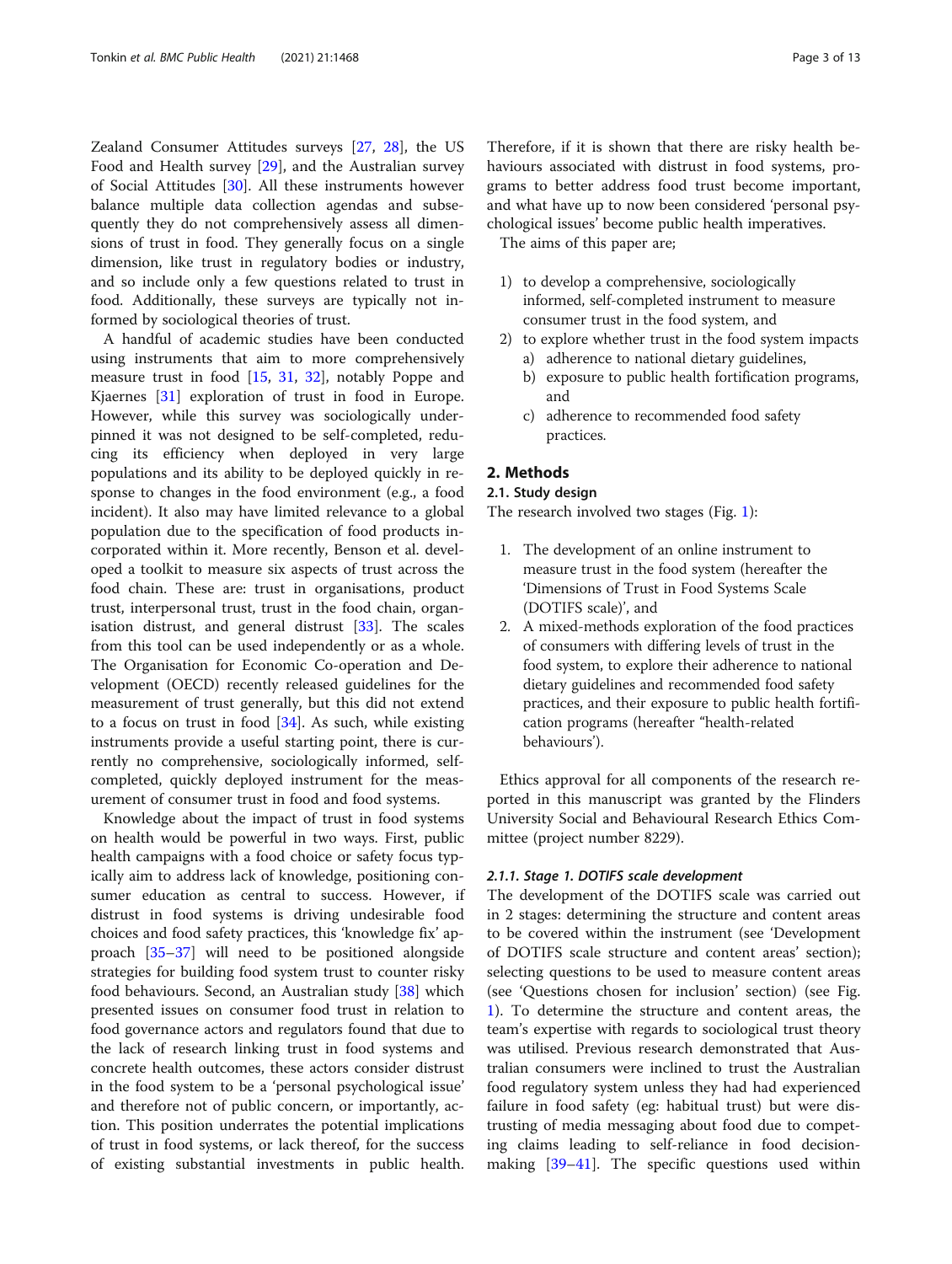Zealand Consumer Attitudes surveys [27, 28], the US Food and Health survey [29], and the Australian survey of Social Attitudes [30]. All these instruments however balance multiple data collection agendas and subsequently they do not comprehensively assess all dimensions of trust in food. They generally focus on a single dimension, like trust in regulatory bodies or industry, and so include only a few questions related to trust in food. Additionally, these surveys are typically not informed by sociological theories of trust.

A handful of academic studies have been conducted using instruments that aim to more comprehensively measure trust in food [15, 31, 32], notably Poppe and Kjaernes [31] exploration of trust in food in Europe. However, while this survey was sociologically underpinned it was not designed to be self-completed, reducing its efficiency when deployed in very large populations and its ability to be deployed quickly in response to changes in the food environment (e.g., a food incident). It also may have limited relevance to a global population due to the specification of food products incorporated within it. More recently, Benson et al. developed a toolkit to measure six aspects of trust across the food chain. These are: trust in organisations, product trust, interpersonal trust, trust in the food chain, organisation distrust, and general distrust [33]. The scales from this tool can be used independently or as a whole. The Organisation for Economic Co-operation and Development (OECD) recently released guidelines for the measurement of trust generally, but this did not extend to a focus on trust in food [34]. As such, while existing instruments provide a useful starting point, there is currently no comprehensive, sociologically informed, self-completed, quickly deployed instrument for the measurement of consumer trust in food and food systems.

Knowledge about the impact of trust in food systems on health would be powerful in two ways. First, public health campaigns with a food choice or safety focus typically aim to address lack of knowledge, positioning consumer education as central to success. However, if distrust in food systems is driving undesirable food choices and food safety practices, this 'knowledge fix' approach [35–37] will need to be positioned alongside strategies for building food system trust to counter risky food behaviours. Second, an Australian study [38] which presented issues on consumer food trust in relation to food governance actors and regulators found that due to the lack of research linking trust in food systems and concrete health outcomes, these actors consider distrust in the food system to be a 'personal psychological issue' and therefore not of public concern, or importantly, action. This position underrates the potential implications of trust in food systems, or lack thereof, for the success of existing substantial investments in public health. Therefore, if it is shown that there are risky health behaviours associated with distrust in food systems, programs to better address food trust become important, and what have up to now been considered 'personal psychological issues' become public health imperatives.

The aims of this paper are;

1) to develop a comprehensive, sociologically informed, self-completed instrument to measure consumer trust in the food system, and
2) to explore whether trust in the food system impacts
   a) adherence to national dietary guidelines,
   b) exposure to public health fortification programs, and
   c) adherence to recommended food safety practices.

## 2. Methods

### 2.1. Study design

The research involved two stages (Fig. 1):

1. The development of an online instrument to measure trust in the food system (hereafter the 'Dimensions of Trust in Food Systems Scale (DOTIFS scale)', and
2. A mixed-methods exploration of the food practices of consumers with differing levels of trust in the food system, to explore their adherence to national dietary guidelines and recommended food safety practices, and their exposure to public health fortification programs (hereafter "health-related behaviours').

Ethics approval for all components of the research reported in this manuscript was granted by the Flinders University Social and Behavioural Research Ethics Committee (project number 8229).

#### 2.1.1. Stage 1. DOTIFS scale development

The development of the DOTIFS scale was carried out in 2 stages: determining the structure and content areas to be covered within the instrument (see 'Development of DOTIFS scale structure and content areas' section); selecting questions to be used to measure content areas (see 'Questions chosen for inclusion' section) (see Fig. 1). To determine the structure and content areas, the team's expertise with regards to sociological trust theory was utilised. Previous research demonstrated that Australian consumers were inclined to trust the Australian food regulatory system unless they had had experienced failure in food safety (eg: habitual trust) but were distrusting of media messaging about food due to competing claims leading to self-reliance in food decision-making [39–41]. The specific questions used within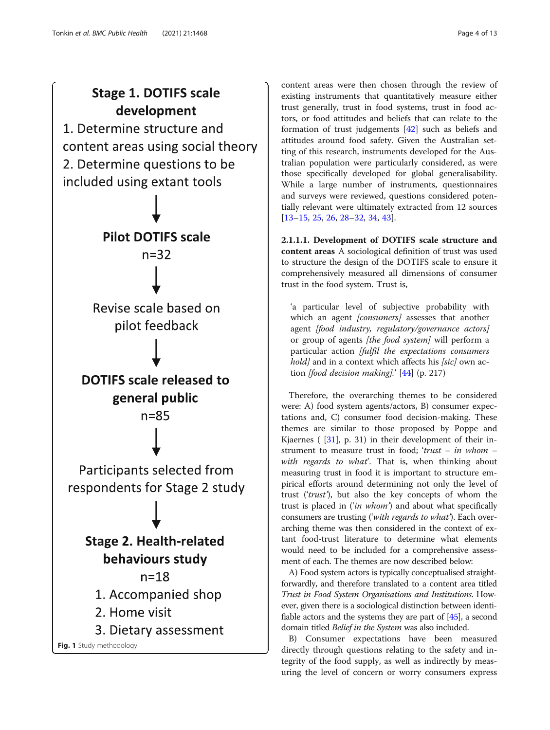**Stage 1. DOTIFS scale development**

1. Determine structure and content areas using social theory
2. Determine questions to be included using extant tools

↓

**Pilot DOTIFS scale**
n=32

↓

Revise scale based on pilot feedback

↓

**DOTIFS scale released to general public**
n=85

↓

Participants selected from respondents for Stage 2 study

↓

**Stage 2. Health-related behaviours study**
n=18

1. Accompanied shop
2. Home visit
3. Dietary assessment

**Fig. 1** Study methodology

content areas were then chosen through the review of existing instruments that quantitatively measure either trust generally, trust in food systems, trust in food actors, or food attitudes and beliefs that can relate to the formation of trust judgements [42] such as beliefs and attitudes around food safety. Given the Australian setting of this research, instruments developed for the Australian population were particularly considered, as were those specifically developed for global generalisability. While a large number of instruments, questionnaires and surveys were reviewed, questions considered potentially relevant were ultimately extracted from 12 sources [13–15, 25, 26, 28–32, 34, 43].

**2.1.1.1. Development of DOTIFS scale structure and content areas** A sociological definition of trust was used to structure the design of the DOTIFS scale to ensure it comprehensively measured all dimensions of consumer trust in the food system. Trust is,

> 'a particular level of subjective probability with which an agent *[consumers]* assesses that another agent *[food industry, regulatory/governance actors]* or group of agents *[the food system]* will perform a particular action *[fulfil the expectations consumers hold]* and in a context which affects his *[sic]* own action *[food decision making]*.' [44] (p. 217)

Therefore, the overarching themes to be considered were: A) food system agents/actors, B) consumer expectations and, C) consumer food decision-making. These themes are similar to those proposed by Poppe and Kjaernes ( [31], p. 31) in their development of their instrument to measure trust in food; '*trust – in whom – with regards to what*'. That is, when thinking about measuring trust in food it is important to structure empirical efforts around determining not only the level of trust ('*trust*'), but also the key concepts of whom the trust is placed in ('*in whom*') and about what specifically consumers are trusting ('*with regards to what*'). Each overarching theme was then considered in the context of extant food-trust literature to determine what elements would need to be included for a comprehensive assessment of each. The themes are now described below:

A) Food system actors is typically conceptualised straightforwardly, and therefore translated to a content area titled *Trust in Food System Organisations and Institutions*. However, given there is a sociological distinction between identifiable actors and the systems they are part of [45], a second domain titled *Belief in the System* was also included.

B) Consumer expectations have been measured directly through questions relating to the safety and integrity of the food supply, as well as indirectly by measuring the level of concern or worry consumers express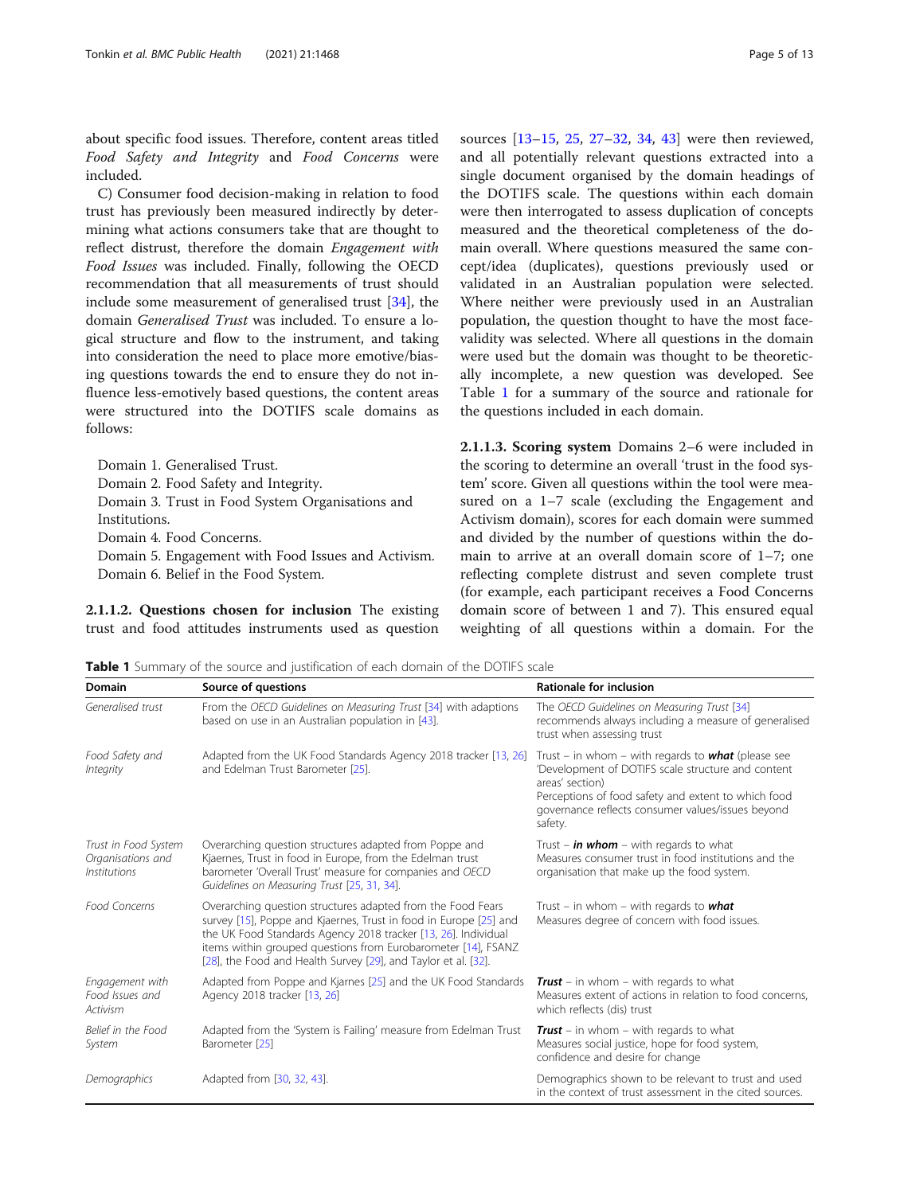about specific food issues. Therefore, content areas titled *Food Safety and Integrity* and *Food Concerns* were included.

C) Consumer food decision-making in relation to food trust has previously been measured indirectly by determining what actions consumers take that are thought to reflect distrust, therefore the domain *Engagement with Food Issues* was included. Finally, following the OECD recommendation that all measurements of trust should include some measurement of generalised trust [34], the domain *Generalised Trust* was included. To ensure a logical structure and flow to the instrument, and taking into consideration the need to place more emotive/biasing questions towards the end to ensure they do not influence less-emotively based questions, the content areas were structured into the DOTIFS scale domains as follows:

Domain 1. Generalised Trust.
Domain 2. Food Safety and Integrity.
Domain 3. Trust in Food System Organisations and Institutions.
Domain 4. Food Concerns.
Domain 5. Engagement with Food Issues and Activism.
Domain 6. Belief in the Food System.

**2.1.1.2. Questions chosen for inclusion** The existing trust and food attitudes instruments used as question sources [13–15, 25, 27–32, 34, 43] were then reviewed, and all potentially relevant questions extracted into a single document organised by the domain headings of the DOTIFS scale. The questions within each domain were then interrogated to assess duplication of concepts measured and the theoretical completeness of the domain overall. Where questions measured the same concept/idea (duplicates), questions previously used or validated in an Australian population were selected. Where neither were previously used in an Australian population, the question thought to have the most face-validity was selected. Where all questions in the domain were used but the domain was thought to be theoretically incomplete, a new question was developed. See Table 1 for a summary of the source and rationale for the questions included in each domain.

**2.1.1.3. Scoring system** Domains 2–6 were included in the scoring to determine an overall 'trust in the food system' score. Given all questions within the tool were measured on a 1–7 scale (excluding the Engagement and Activism domain), scores for each domain were summed and divided by the number of questions within the domain to arrive at an overall domain score of 1–7; one reflecting complete distrust and seven complete trust (for example, each participant receives a Food Concerns domain score of between 1 and 7). This ensured equal weighting of all questions within a domain. For the

**Table 1** Summary of the source and justification of each domain of the DOTIFS scale

| Domain | Source of questions | Rationale for inclusion |
|---|---|---|
| *Generalised trust* | From the *OECD Guidelines on Measuring Trust* [34] with adaptions based on use in an Australian population in [43]. | The *OECD Guidelines on Measuring Trust* [34] recommends always including a measure of generalised trust when assessing trust |
| *Food Safety and Integrity* | Adapted from the UK Food Standards Agency 2018 tracker [13, 26] and Edelman Trust Barometer [25]. | Trust – in whom – with regards to ***what*** (please see 'Development of DOTIFS scale structure and content areas' section)<br>Perceptions of food safety and extent to which food governance reflects consumer values/issues beyond safety. |
| *Trust in Food System Organisations and Institutions* | Overarching question structures adapted from Poppe and Kjaernes, Trust in food in Europe, from the Edelman trust barometer 'Overall Trust' measure for companies and *OECD Guidelines on Measuring Trust* [25, 31, 34]. | Trust – ***in whom*** – with regards to what<br>Measures consumer trust in food institutions and the organisation that make up the food system. |
| *Food Concerns* | Overarching question structures adapted from the Food Fears survey [15], Poppe and Kjaernes, Trust in food in Europe [25] and the UK Food Standards Agency 2018 tracker [13, 26]. Individual items within grouped questions from Eurobarometer [14], FSANZ [28], the Food and Health Survey [29], and Taylor et al. [32]. | Trust – in whom – with regards to ***what***<br>Measures degree of concern with food issues. |
| *Engagement with Food Issues and Activism* | Adapted from Poppe and Kjarnes [25] and the UK Food Standards Agency 2018 tracker [13, 26] | ***Trust*** – in whom – with regards to what<br>Measures extent of actions in relation to food concerns, which reflects (dis) trust |
| *Belief in the Food System* | Adapted from the 'System is Failing' measure from Edelman Trust Barometer [25] | ***Trust*** – in whom – with regards to what<br>Measures social justice, hope for food system, confidence and desire for change |
| *Demographics* | Adapted from [30, 32, 43]. | Demographics shown to be relevant to trust and used in the context of trust assessment in the cited sources. |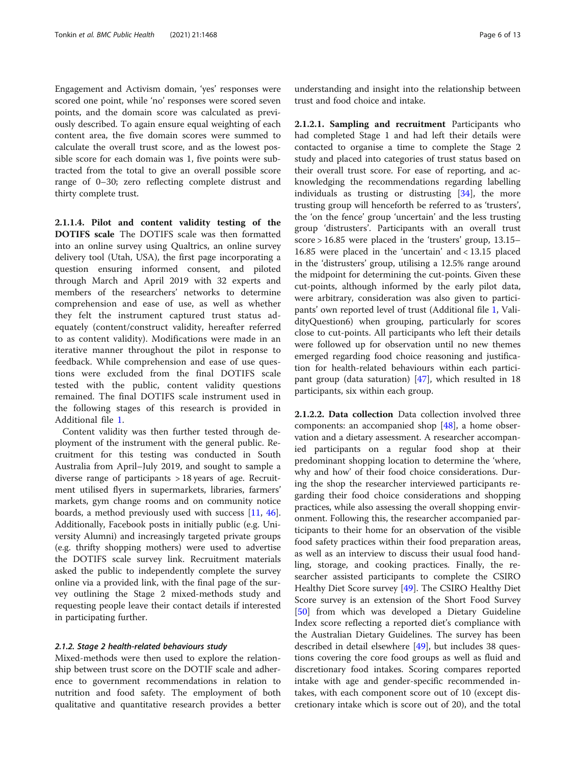Engagement and Activism domain, 'yes' responses were scored one point, while 'no' responses were scored seven points, and the domain score was calculated as previously described. To again ensure equal weighting of each content area, the five domain scores were summed to calculate the overall trust score, and as the lowest possible score for each domain was 1, five points were subtracted from the total to give an overall possible score range of 0–30; zero reflecting complete distrust and thirty complete trust.

**2.1.1.4. Pilot and content validity testing of the DOTIFS scale** The DOTIFS scale was then formatted into an online survey using Qualtrics, an online survey delivery tool (Utah, USA), the first page incorporating a question ensuring informed consent, and piloted through March and April 2019 with 32 experts and members of the researchers' networks to determine comprehension and ease of use, as well as whether they felt the instrument captured trust status adequately (content/construct validity, hereafter referred to as content validity). Modifications were made in an iterative manner throughout the pilot in response to feedback. While comprehension and ease of use questions were excluded from the final DOTIFS scale tested with the public, content validity questions remained. The final DOTIFS scale instrument used in the following stages of this research is provided in Additional file 1.

Content validity was then further tested through deployment of the instrument with the general public. Recruitment for this testing was conducted in South Australia from April–July 2019, and sought to sample a diverse range of participants > 18 years of age. Recruitment utilised flyers in supermarkets, libraries, farmers' markets, gym change rooms and on community notice boards, a method previously used with success [11, 46]. Additionally, Facebook posts in initially public (e.g. University Alumni) and increasingly targeted private groups (e.g. thrifty shopping mothers) were used to advertise the DOTIFS scale survey link. Recruitment materials asked the public to independently complete the survey online via a provided link, with the final page of the survey outlining the Stage 2 mixed-methods study and requesting people leave their contact details if interested in participating further.

#### *2.1.2. Stage 2 health-related behaviours study*

Mixed-methods were then used to explore the relationship between trust score on the DOTIF scale and adherence to government recommendations in relation to nutrition and food safety. The employment of both qualitative and quantitative research provides a better understanding and insight into the relationship between trust and food choice and intake.

**2.1.2.1. Sampling and recruitment** Participants who had completed Stage 1 and had left their details were contacted to organise a time to complete the Stage 2 study and placed into categories of trust status based on their overall trust score. For ease of reporting, and acknowledging the recommendations regarding labelling individuals as trusting or distrusting [34], the more trusting group will henceforth be referred to as 'trusters', the 'on the fence' group 'uncertain' and the less trusting group 'distrusters'. Participants with an overall trust score > 16.85 were placed in the 'trusters' group, 13.15–16.85 were placed in the 'uncertain' and < 13.15 placed in the 'distrusters' group, utilising a 12.5% range around the midpoint for determining the cut-points. Given these cut-points, although informed by the early pilot data, were arbitrary, consideration was also given to participants' own reported level of trust (Additional file 1, ValidityQuestion6) when grouping, particularly for scores close to cut-points. All participants who left their details were followed up for observation until no new themes emerged regarding food choice reasoning and justification for health-related behaviours within each participant group (data saturation) [47], which resulted in 18 participants, six within each group.

**2.1.2.2. Data collection** Data collection involved three components: an accompanied shop [48], a home observation and a dietary assessment. A researcher accompanied participants on a regular food shop at their predominant shopping location to determine the 'where, why and how' of their food choice considerations. During the shop the researcher interviewed participants regarding their food choice considerations and shopping practices, while also assessing the overall shopping environment. Following this, the researcher accompanied participants to their home for an observation of the visible food safety practices within their food preparation areas, as well as an interview to discuss their usual food handling, storage, and cooking practices. Finally, the researcher assisted participants to complete the CSIRO Healthy Diet Score survey [49]. The CSIRO Healthy Diet Score survey is an extension of the Short Food Survey [50] from which was developed a Dietary Guideline Index score reflecting a reported diet's compliance with the Australian Dietary Guidelines. The survey has been described in detail elsewhere [49], but includes 38 questions covering the core food groups as well as fluid and discretionary food intakes. Scoring compares reported intake with age and gender-specific recommended intakes, with each component score out of 10 (except discretionary intake which is score out of 20), and the total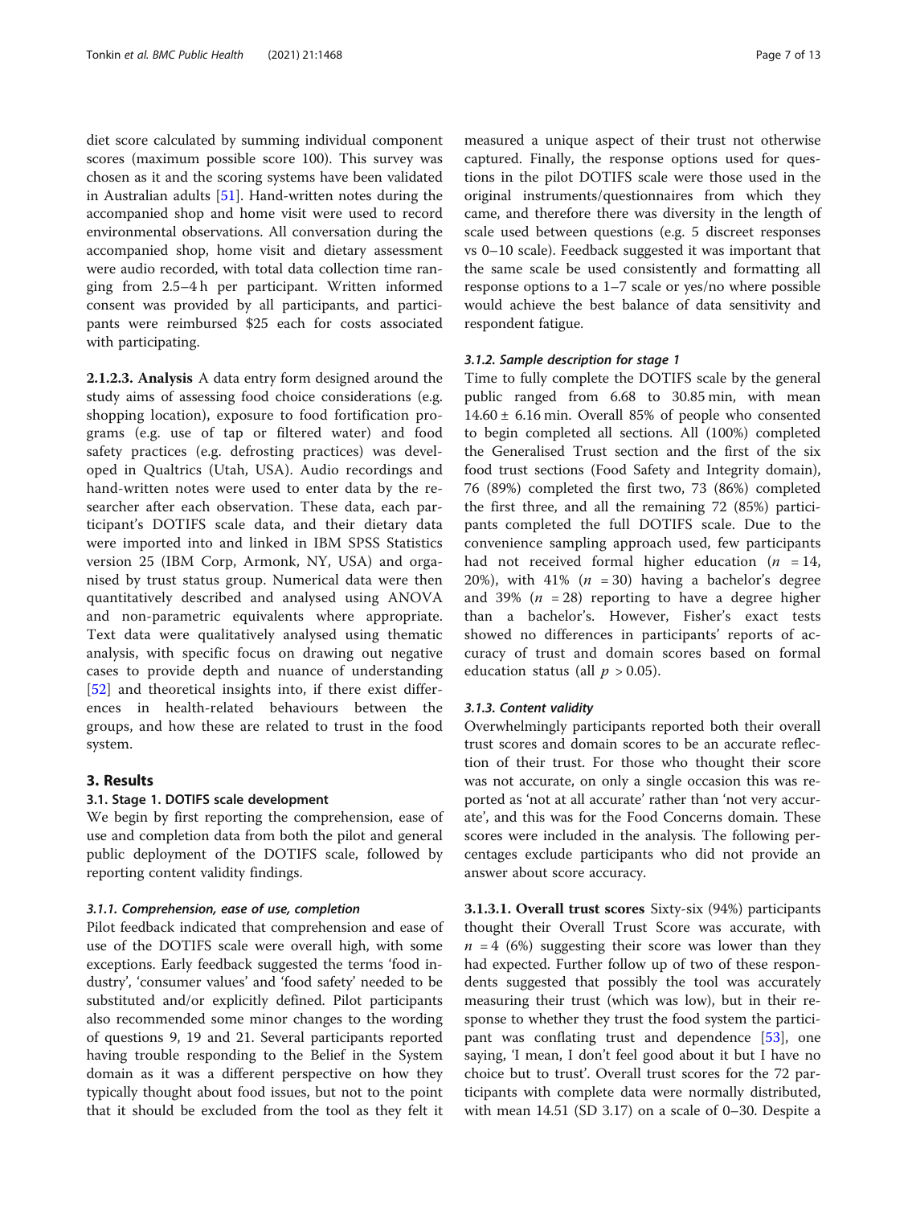diet score calculated by summing individual component scores (maximum possible score 100). This survey was chosen as it and the scoring systems have been validated in Australian adults [51]. Hand-written notes during the accompanied shop and home visit were used to record environmental observations. All conversation during the accompanied shop, home visit and dietary assessment were audio recorded, with total data collection time ranging from 2.5–4 h per participant. Written informed consent was provided by all participants, and participants were reimbursed $25 each for costs associated with participating.

**2.1.2.3. Analysis** A data entry form designed around the study aims of assessing food choice considerations (e.g. shopping location), exposure to food fortification programs (e.g. use of tap or filtered water) and food safety practices (e.g. defrosting practices) was developed in Qualtrics (Utah, USA). Audio recordings and hand-written notes were used to enter data by the researcher after each observation. These data, each participant's DOTIFS scale data, and their dietary data were imported into and linked in IBM SPSS Statistics version 25 (IBM Corp, Armonk, NY, USA) and organised by trust status group. Numerical data were then quantitatively described and analysed using ANOVA and non-parametric equivalents where appropriate. Text data were qualitatively analysed using thematic analysis, with specific focus on drawing out negative cases to provide depth and nuance of understanding [52] and theoretical insights into, if there exist differences in health-related behaviours between the groups, and how these are related to trust in the food system.

## 3. Results

### 3.1. Stage 1. DOTIFS scale development

We begin by first reporting the comprehension, ease of use and completion data from both the pilot and general public deployment of the DOTIFS scale, followed by reporting content validity findings.

#### *3.1.1. Comprehension, ease of use, completion*

Pilot feedback indicated that comprehension and ease of use of the DOTIFS scale were overall high, with some exceptions. Early feedback suggested the terms 'food industry', 'consumer values' and 'food safety' needed to be substituted and/or explicitly defined. Pilot participants also recommended some minor changes to the wording of questions 9, 19 and 21. Several participants reported having trouble responding to the Belief in the System domain as it was a different perspective on how they typically thought about food issues, but not to the point that it should be excluded from the tool as they felt it measured a unique aspect of their trust not otherwise captured. Finally, the response options used for questions in the pilot DOTIFS scale were those used in the original instruments/questionnaires from which they came, and therefore there was diversity in the length of scale used between questions (e.g. 5 discreet responses vs 0–10 scale). Feedback suggested it was important that the same scale be used consistently and formatting all response options to a 1–7 scale or yes/no where possible would achieve the best balance of data sensitivity and respondent fatigue.

#### *3.1.2. Sample description for stage 1*

Time to fully complete the DOTIFS scale by the general public ranged from 6.68 to 30.85 min, with mean 14.60 ± 6.16 min. Overall 85% of people who consented to begin completed all sections. All (100%) completed the Generalised Trust section and the first of the six food trust sections (Food Safety and Integrity domain), 76 (89%) completed the first two, 73 (86%) completed the first three, and all the remaining 72 (85%) participants completed the full DOTIFS scale. Due to the convenience sampling approach used, few participants had not received formal higher education ($n = 14$, 20%), with 41% ($n = 30$) having a bachelor's degree and 39% ($n = 28$) reporting to have a degree higher than a bachelor's. However, Fisher's exact tests showed no differences in participants' reports of accuracy of trust and domain scores based on formal education status (all $p > 0.05$).

#### *3.1.3. Content validity*

Overwhelmingly participants reported both their overall trust scores and domain scores to be an accurate reflection of their trust. For those who thought their score was not accurate, on only a single occasion this was reported as 'not at all accurate' rather than 'not very accurate', and this was for the Food Concerns domain. These scores were included in the analysis. The following percentages exclude participants who did not provide an answer about score accuracy.

**3.1.3.1. Overall trust scores** Sixty-six (94%) participants thought their Overall Trust Score was accurate, with $n = 4$ (6%) suggesting their score was lower than they had expected. Further follow up of two of these respondents suggested that possibly the tool was accurately measuring their trust (which was low), but in their response to whether they trust the food system the participant was conflating trust and dependence [53], one saying, 'I mean, I don't feel good about it but I have no choice but to trust'. Overall trust scores for the 72 participants with complete data were normally distributed, with mean 14.51 (SD 3.17) on a scale of 0–30. Despite a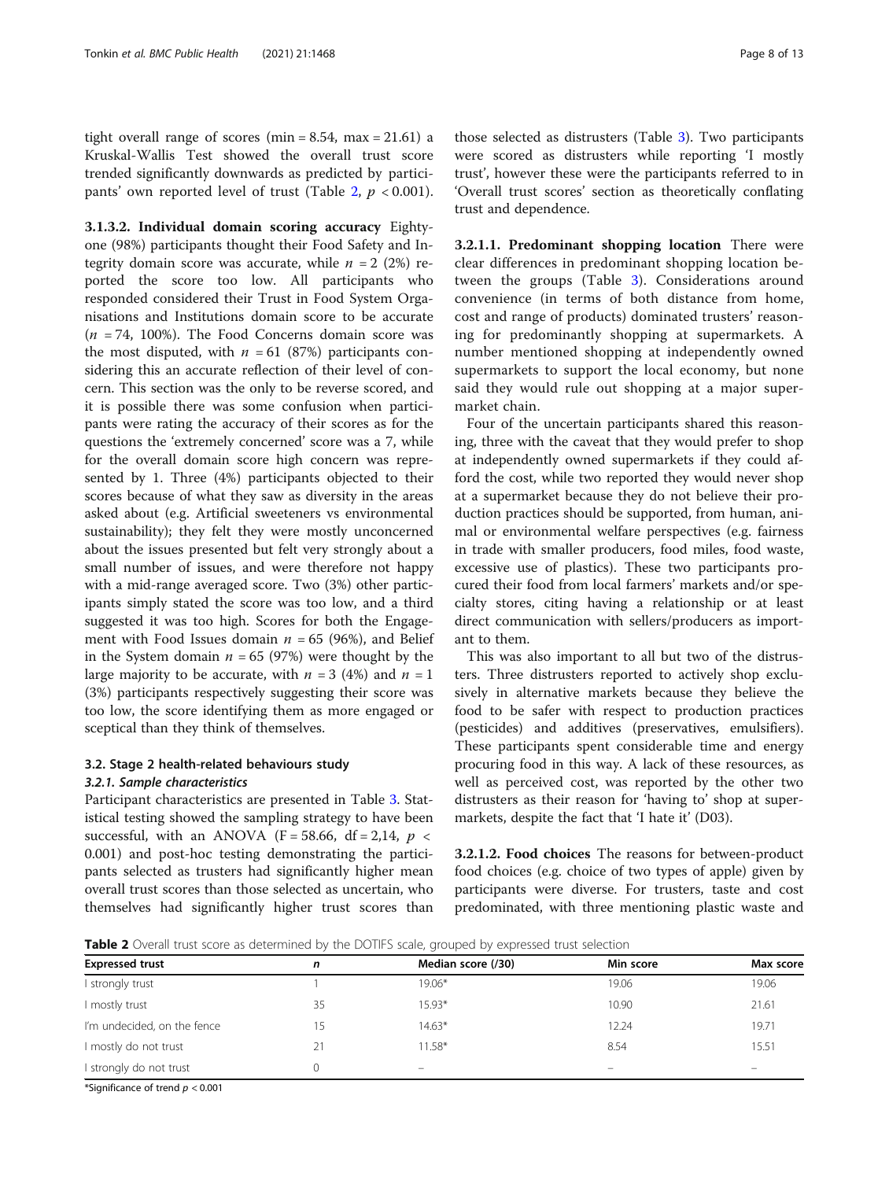tight overall range of scores (min = 8.54, max = 21.61) a Kruskal-Wallis Test showed the overall trust score trended significantly downwards as predicted by participants' own reported level of trust (Table 2, $p < 0.001$).

**3.1.3.2. Individual domain scoring accuracy** Eighty-one (98%) participants thought their Food Safety and Integrity domain score was accurate, while $n = 2$ (2%) reported the score too low. All participants who responded considered their Trust in Food System Organisations and Institutions domain score to be accurate ($n = 74$, 100%). The Food Concerns domain score was the most disputed, with $n = 61$ (87%) participants considering this an accurate reflection of their level of concern. This section was the only to be reverse scored, and it is possible there was some confusion when participants were rating the accuracy of their scores as for the questions the 'extremely concerned' score was a 7, while for the overall domain score high concern was represented by 1. Three (4%) participants objected to their scores because of what they saw as diversity in the areas asked about (e.g. Artificial sweeteners vs environmental sustainability); they felt they were mostly unconcerned about the issues presented but felt very strongly about a small number of issues, and were therefore not happy with a mid-range averaged score. Two (3%) other participants simply stated the score was too low, and a third suggested it was too high. Scores for both the Engagement with Food Issues domain $n = 65$ (96%), and Belief in the System domain $n = 65$ (97%) were thought by the large majority to be accurate, with $n = 3$ (4%) and $n = 1$ (3%) participants respectively suggesting their score was too low, the score identifying them as more engaged or sceptical than they think of themselves.

### 3.2. Stage 2 health-related behaviours study

#### *3.2.1. Sample characteristics*

Participant characteristics are presented in Table 3. Statistical testing showed the sampling strategy to have been successful, with an ANOVA ($F = 58.66$, $df = 2,14$, $p < 0.001$) and post-hoc testing demonstrating the participants selected as trusters had significantly higher mean overall trust scores than those selected as uncertain, who themselves had significantly higher trust scores than those selected as distrusters (Table 3). Two participants were scored as distrusters while reporting 'I mostly trust', however these were the participants referred to in 'Overall trust scores' section as theoretically conflating trust and dependence.

**3.2.1.1. Predominant shopping location** There were clear differences in predominant shopping location between the groups (Table 3). Considerations around convenience (in terms of both distance from home, cost and range of products) dominated trusters' reasoning for predominantly shopping at supermarkets. A number mentioned shopping at independently owned supermarkets to support the local economy, but none said they would rule out shopping at a major supermarket chain.

Four of the uncertain participants shared this reasoning, three with the caveat that they would prefer to shop at independently owned supermarkets if they could afford the cost, while two reported they would never shop at a supermarket because they do not believe their production practices should be supported, from human, animal or environmental welfare perspectives (e.g. fairness in trade with smaller producers, food miles, food waste, excessive use of plastics). These two participants procured their food from local farmers' markets and/or specialty stores, citing having a relationship or at least direct communication with sellers/producers as important to them.

This was also important to all but two of the distrusters. Three distrusters reported to actively shop exclusively in alternative markets because they believe the food to be safer with respect to production practices (pesticides) and additives (preservatives, emulsifiers). These participants spent considerable time and energy procuring food in this way. A lack of these resources, as well as perceived cost, was reported by the other two distrusters as their reason for 'having to' shop at supermarkets, despite the fact that 'I hate it' (D03).

**3.2.1.2. Food choices** The reasons for between-product food choices (e.g. choice of two types of apple) given by participants were diverse. For trusters, taste and cost predominated, with three mentioning plastic waste and

**Table 2** Overall trust score as determined by the DOTIFS scale, grouped by expressed trust selection

| Expressed trust | n | Median score (/30) | Min score | Max score |
|---|---|---|---|---|
| I strongly trust | 1 | 19.06* | 19.06 | 19.06 |
| I mostly trust | 35 | 15.93* | 10.90 | 21.61 |
| I'm undecided, on the fence | 15 | 14.63* | 12.24 | 19.71 |
| I mostly do not trust | 21 | 11.58* | 8.54 | 15.51 |
| I strongly do not trust | 0 | – | – | – |

*Significance of trend $p < 0.001$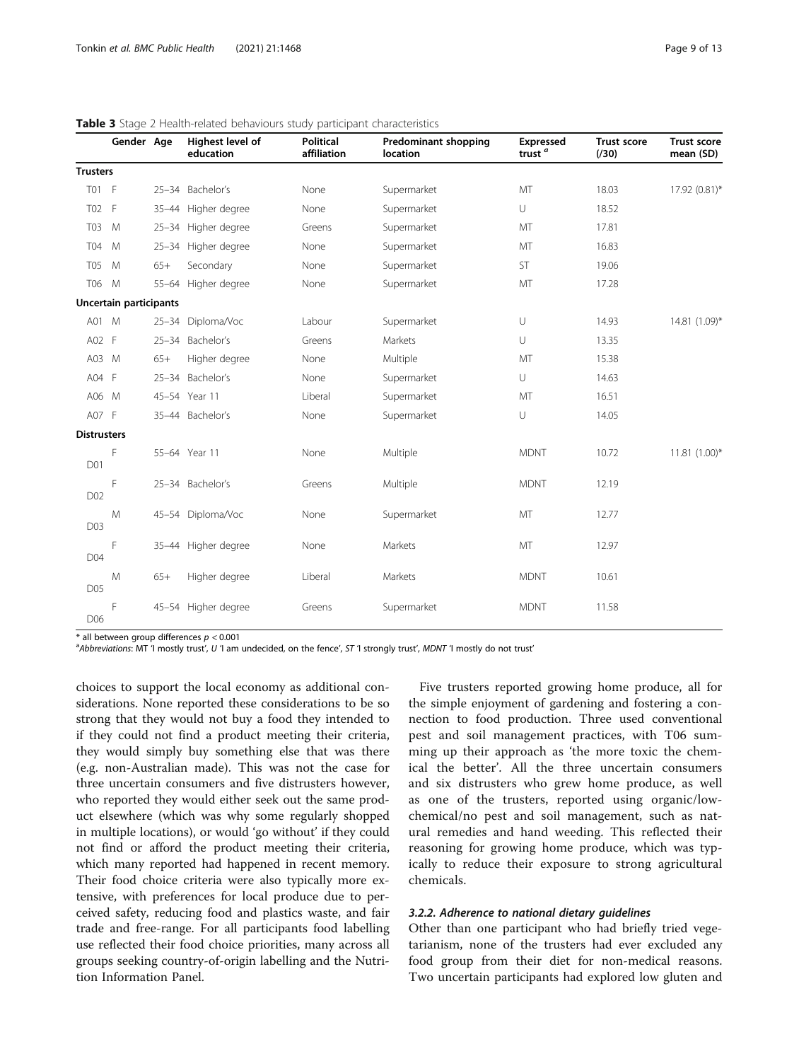**Table 3** Stage 2 Health-related behaviours study participant characteristics

| | Gender | Age | Highest level of education | Political affiliation | Predominant shopping location | Expressed trust [a] | Trust score (/30) | Trust score mean (SD) |
|---|---|---|---|---|---|---|---|---|
| **Trusters** | | | | | | | | |
| T01 | F | 25–34 | Bachelor's | None | Supermarket | MT | 18.03 | 17.92 (0.81)* |
| T02 | F | 35–44 | Higher degree | None | Supermarket | U | 18.52 | |
| T03 | M | 25–34 | Higher degree | Greens | Supermarket | MT | 17.81 | |
| T04 | M | 25–34 | Higher degree | None | Supermarket | MT | 16.83 | |
| T05 | M | 65+ | Secondary | None | Supermarket | ST | 19.06 | |
| T06 | M | 55–64 | Higher degree | None | Supermarket | MT | 17.28 | |
| **Uncertain participants** | | | | | | | | |
| A01 | M | 25–34 | Diploma/Voc | Labour | Supermarket | U | 14.93 | 14.81 (1.09)* |
| A02 | F | 25–34 | Bachelor's | Greens | Markets | U | 13.35 | |
| A03 | M | 65+ | Higher degree | None | Multiple | MT | 15.38 | |
| A04 | F | 25–34 | Bachelor's | None | Supermarket | U | 14.63 | |
| A06 | M | 45–54 | Year 11 | Liberal | Supermarket | MT | 16.51 | |
| A07 | F | 35–44 | Bachelor's | None | Supermarket | U | 14.05 | |
| **Distrusters** | | | | | | | | |
| D01 | F | 55–64 | Year 11 | None | Multiple | MDNT | 10.72 | 11.81 (1.00)* |
| D02 | F | 25–34 | Bachelor's | Greens | Multiple | MDNT | 12.19 | |
| D03 | M | 45–54 | Diploma/Voc | None | Supermarket | MT | 12.77 | |
| D04 | F | 35–44 | Higher degree | None | Markets | MT | 12.97 | |
| D05 | M | 65+ | Higher degree | Liberal | Markets | MDNT | 10.61 | |
| D06 | F | 45–54 | Higher degree | Greens | Supermarket | MDNT | 11.58 | |

* all between group differences $p < 0.001$

[a] *Abbreviations*: MT 'I mostly trust', U 'I am undecided, on the fence', ST 'I strongly trust', MDNT 'I mostly do not trust'

choices to support the local economy as additional considerations. None reported these considerations to be so strong that they would not buy a food they intended to if they could not find a product meeting their criteria, they would simply buy something else that was there (e.g. non-Australian made). This was not the case for three uncertain consumers and five distrusters however, who reported they would either seek out the same product elsewhere (which was why some regularly shopped in multiple locations), or would 'go without' if they could not find or afford the product meeting their criteria, which many reported had happened in recent memory. Their food choice criteria were also typically more extensive, with preferences for local produce due to perceived safety, reducing food and plastics waste, and fair trade and free-range. For all participants food labelling use reflected their food choice priorities, many across all groups seeking country-of-origin labelling and the Nutrition Information Panel.

Five trusters reported growing home produce, all for the simple enjoyment of gardening and fostering a connection to food production. Three used conventional pest and soil management practices, with T06 summing up their approach as 'the more toxic the chemical the better'. All the three uncertain consumers and six distrusters who grew home produce, as well as one of the trusters, reported using organic/low-chemical/no pest and soil management, such as natural remedies and hand weeding. This reflected their reasoning for growing home produce, which was typically to reduce their exposure to strong agricultural chemicals.

#### *3.2.2. Adherence to national dietary guidelines*

Other than one participant who had briefly tried vegetarianism, none of the trusters had ever excluded any food group from their diet for non-medical reasons. Two uncertain participants had explored low gluten and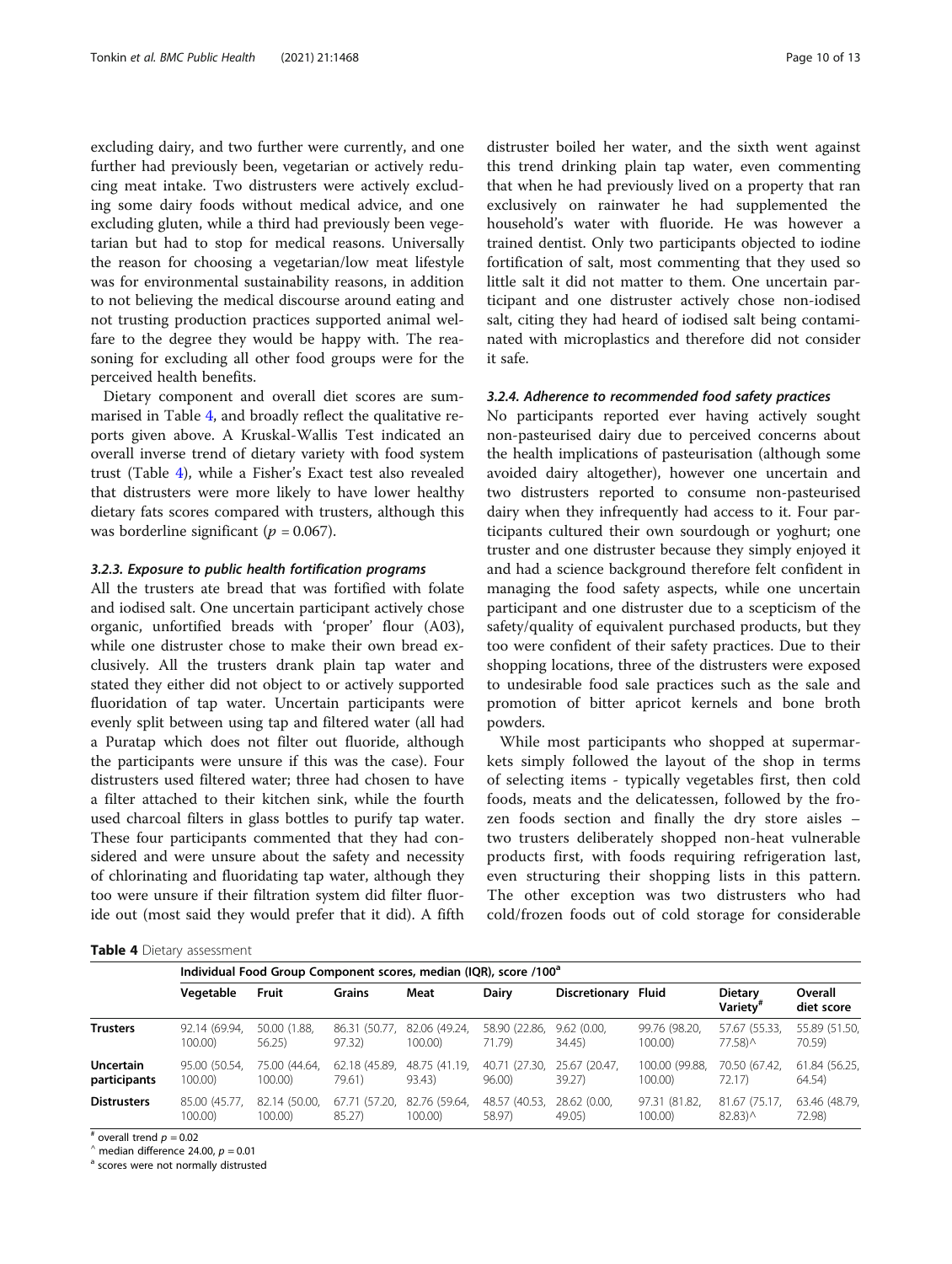excluding dairy, and two further were currently, and one further had previously been, vegetarian or actively reducing meat intake. Two distrusters were actively excluding some dairy foods without medical advice, and one excluding gluten, while a third had previously been vegetarian but had to stop for medical reasons. Universally the reason for choosing a vegetarian/low meat lifestyle was for environmental sustainability reasons, in addition to not believing the medical discourse around eating and not trusting production practices supported animal welfare to the degree they would be happy with. The reasoning for excluding all other food groups were for the perceived health benefits.

Dietary component and overall diet scores are summarised in Table 4, and broadly reflect the qualitative reports given above. A Kruskal-Wallis Test indicated an overall inverse trend of dietary variety with food system trust (Table 4), while a Fisher's Exact test also revealed that distrusters were more likely to have lower healthy dietary fats scores compared with trusters, although this was borderline significant ($p = 0.067$).

#### 3.2.3. Exposure to public health fortification programs

All the trusters ate bread that was fortified with folate and iodised salt. One uncertain participant actively chose organic, unfortified breads with 'proper' flour (A03), while one distruster chose to make their own bread exclusively. All the trusters drank plain tap water and stated they either did not object to or actively supported fluoridation of tap water. Uncertain participants were evenly split between using tap and filtered water (all had a Puratap which does not filter out fluoride, although the participants were unsure if this was the case). Four distrusters used filtered water; three had chosen to have a filter attached to their kitchen sink, while the fourth used charcoal filters in glass bottles to purify tap water. These four participants commented that they had considered and were unsure about the safety and necessity of chlorinating and fluoridating tap water, although they too were unsure if their filtration system did filter fluoride out (most said they would prefer that it did). A fifth distruster boiled her water, and the sixth went against this trend drinking plain tap water, even commenting that when he had previously lived on a property that ran exclusively on rainwater he had supplemented the household's water with fluoride. He was however a trained dentist. Only two participants objected to iodine fortification of salt, most commenting that they used so little salt it did not matter to them. One uncertain participant and one distruster actively chose non-iodised salt, citing they had heard of iodised salt being contaminated with microplastics and therefore did not consider it safe.

#### 3.2.4. Adherence to recommended food safety practices

No participants reported ever having actively sought non-pasteurised dairy due to perceived concerns about the health implications of pasteurisation (although some avoided dairy altogether), however one uncertain and two distrusters reported to consume non-pasteurised dairy when they infrequently had access to it. Four participants cultured their own sourdough or yoghurt; one truster and one distruster because they simply enjoyed it and had a science background therefore felt confident in managing the food safety aspects, while one uncertain participant and one distruster due to a scepticism of the safety/quality of equivalent purchased products, but they too were confident of their safety practices. Due to their shopping locations, three of the distrusters were exposed to undesirable food sale practices such as the sale and promotion of bitter apricot kernels and bone broth powders.

While most participants who shopped at supermarkets simply followed the layout of the shop in terms of selecting items - typically vegetables first, then cold foods, meats and the delicatessen, followed by the frozen foods section and finally the dry store aisles – two trusters deliberately shopped non-heat vulnerable products first, with foods requiring refrigeration last, even structuring their shopping lists in this pattern. The other exception was two distrusters who had cold/frozen foods out of cold storage for considerable

**Table 4** Dietary assessment

| | Individual Food Group Component scores, median (IQR), score /100[a] | | | | | | | | |
|---|---|---|---|---|---|---|---|---|---|
| | Vegetable | Fruit | Grains | Meat | Dairy | Discretionary | Fluid | Dietary Variety[#] | Overall diet score |
| **Trusters** | 92.14 (69.94, 100.00) | 50.00 (1.88, 56.25) | 86.31 (50.77, 97.32) | 82.06 (49.24, 100.00) | 58.90 (22.86, 71.79) | 9.62 (0.00, 34.45) | 99.76 (98.20, 100.00) | 57.67 (55.33, 77.58)^ | 55.89 (51.50, 70.59) |
| **Uncertain participants** | 95.00 (50.54, 100.00) | 75.00 (44.64, 100.00) | 62.18 (45.89, 79.61) | 48.75 (41.19, 93.43) | 40.71 (27.30, 96.00) | 25.67 (20.47, 39.27) | 100.00 (99.88, 100.00) | 70.50 (67.42, 72.17) | 61.84 (56.25, 64.54) |
| **Distrusters** | 85.00 (45.77, 100.00) | 82.14 (50.00, 100.00) | 67.71 (57.20, 85.27) | 82.76 (59.64, 100.00) | 48.57 (40.53, 58.97) | 28.62 (0.00, 49.05) | 97.31 (81.82, 100.00) | 81.67 (75.17, 82.83)^ | 63.46 (48.79, 72.98) |

[#] overall trend $p = 0.02$

^ median difference 24.00, $p = 0.01$

[a] scores were not normally distrusted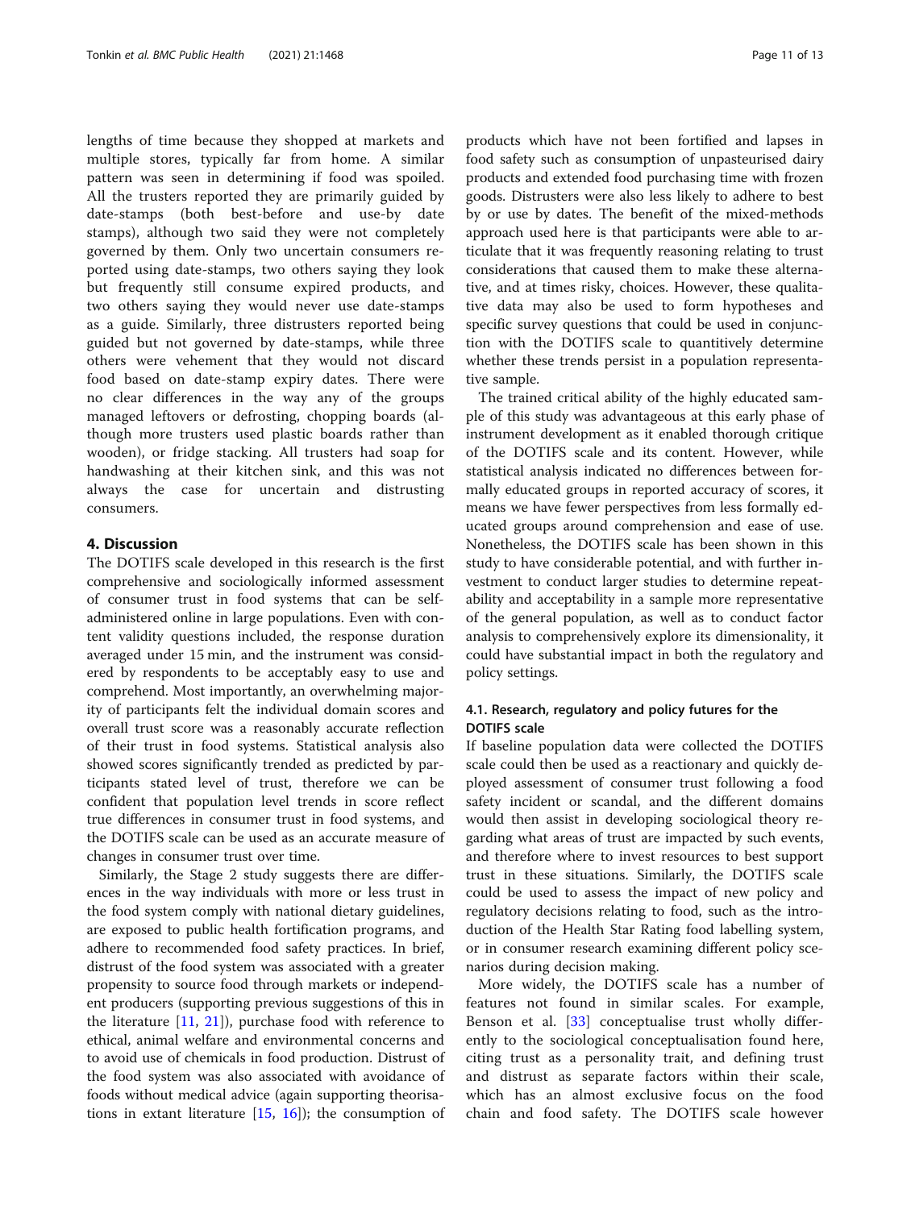lengths of time because they shopped at markets and multiple stores, typically far from home. A similar pattern was seen in determining if food was spoiled. All the trusters reported they are primarily guided by date-stamps (both best-before and use-by date stamps), although two said they were not completely governed by them. Only two uncertain consumers reported using date-stamps, two others saying they look but frequently still consume expired products, and two others saying they would never use date-stamps as a guide. Similarly, three distrusters reported being guided but not governed by date-stamps, while three others were vehement that they would not discard food based on date-stamp expiry dates. There were no clear differences in the way any of the groups managed leftovers or defrosting, chopping boards (although more trusters used plastic boards rather than wooden), or fridge stacking. All trusters had soap for handwashing at their kitchen sink, and this was not always the case for uncertain and distrusting consumers.

## 4. Discussion

The DOTIFS scale developed in this research is the first comprehensive and sociologically informed assessment of consumer trust in food systems that can be self-administered online in large populations. Even with content validity questions included, the response duration averaged under 15 min, and the instrument was considered by respondents to be acceptably easy to use and comprehend. Most importantly, an overwhelming majority of participants felt the individual domain scores and overall trust score was a reasonably accurate reflection of their trust in food systems. Statistical analysis also showed scores significantly trended as predicted by participants stated level of trust, therefore we can be confident that population level trends in score reflect true differences in consumer trust in food systems, and the DOTIFS scale can be used as an accurate measure of changes in consumer trust over time.

Similarly, the Stage 2 study suggests there are differences in the way individuals with more or less trust in the food system comply with national dietary guidelines, are exposed to public health fortification programs, and adhere to recommended food safety practices. In brief, distrust of the food system was associated with a greater propensity to source food through markets or independent producers (supporting previous suggestions of this in the literature [11, 21]), purchase food with reference to ethical, animal welfare and environmental concerns and to avoid use of chemicals in food production. Distrust of the food system was also associated with avoidance of foods without medical advice (again supporting theorisations in extant literature [15, 16]); the consumption of products which have not been fortified and lapses in food safety such as consumption of unpasteurised dairy products and extended food purchasing time with frozen goods. Distrusters were also less likely to adhere to best by or use by dates. The benefit of the mixed-methods approach used here is that participants were able to articulate that it was frequently reasoning relating to trust considerations that caused them to make these alternative, and at times risky, choices. However, these qualitative data may also be used to form hypotheses and specific survey questions that could be used in conjunction with the DOTIFS scale to quantitively determine whether these trends persist in a population representative sample.

The trained critical ability of the highly educated sample of this study was advantageous at this early phase of instrument development as it enabled thorough critique of the DOTIFS scale and its content. However, while statistical analysis indicated no differences between formally educated groups in reported accuracy of scores, it means we have fewer perspectives from less formally educated groups around comprehension and ease of use. Nonetheless, the DOTIFS scale has been shown in this study to have considerable potential, and with further investment to conduct larger studies to determine repeatability and acceptability in a sample more representative of the general population, as well as to conduct factor analysis to comprehensively explore its dimensionality, it could have substantial impact in both the regulatory and policy settings.

### 4.1. Research, regulatory and policy futures for the DOTIFS scale

If baseline population data were collected the DOTIFS scale could then be used as a reactionary and quickly deployed assessment of consumer trust following a food safety incident or scandal, and the different domains would then assist in developing sociological theory regarding what areas of trust are impacted by such events, and therefore where to invest resources to best support trust in these situations. Similarly, the DOTIFS scale could be used to assess the impact of new policy and regulatory decisions relating to food, such as the introduction of the Health Star Rating food labelling system, or in consumer research examining different policy scenarios during decision making.

More widely, the DOTIFS scale has a number of features not found in similar scales. For example, Benson et al. [33] conceptualise trust wholly differently to the sociological conceptualisation found here, citing trust as a personality trait, and defining trust and distrust as separate factors within their scale, which has an almost exclusive focus on the food chain and food safety. The DOTIFS scale however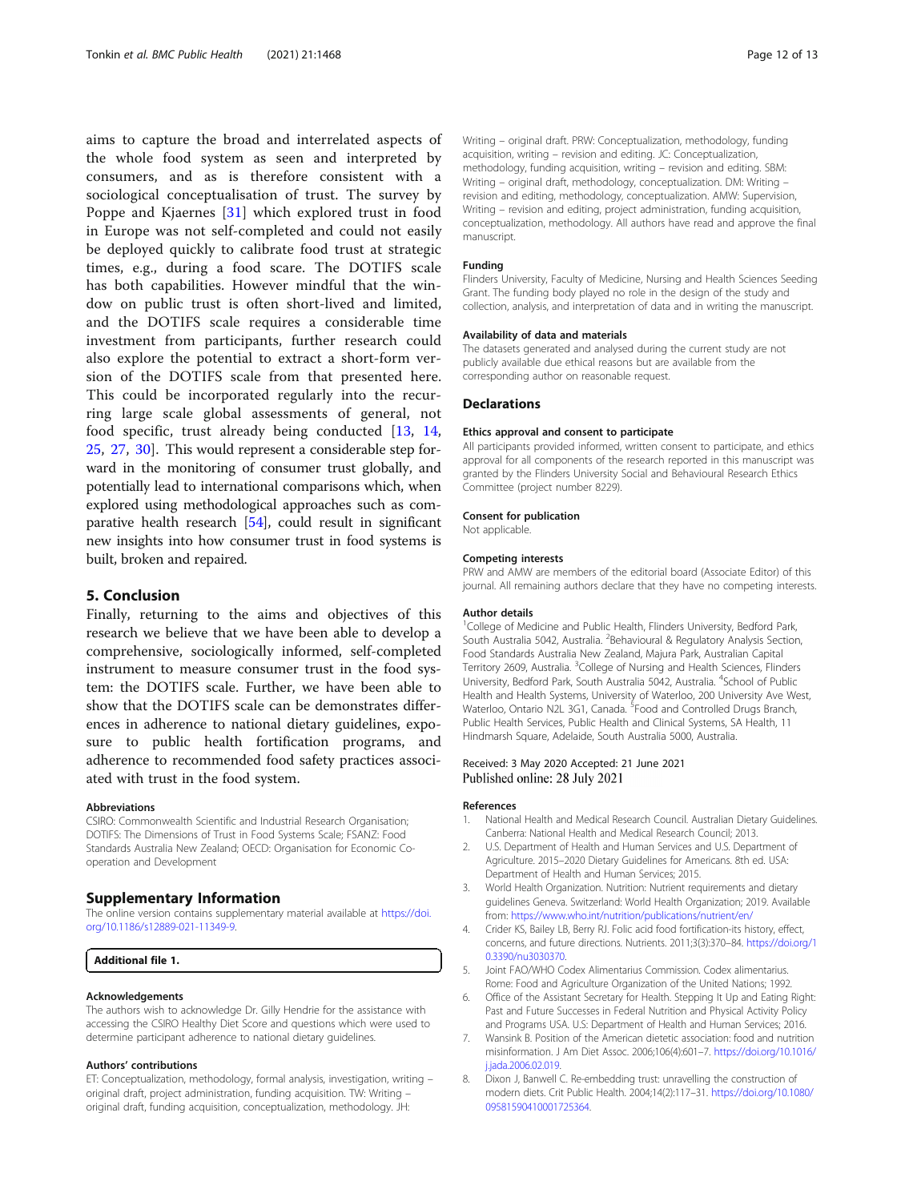aims to capture the broad and interrelated aspects of the whole food system as seen and interpreted by consumers, and as is therefore consistent with a sociological conceptualisation of trust. The survey by Poppe and Kjaernes [31] which explored trust in food in Europe was not self-completed and could not easily be deployed quickly to calibrate food trust at strategic times, e.g., during a food scare. The DOTIFS scale has both capabilities. However mindful that the window on public trust is often short-lived and limited, and the DOTIFS scale requires a considerable time investment from participants, further research could also explore the potential to extract a short-form version of the DOTIFS scale from that presented here. This could be incorporated regularly into the recurring large scale global assessments of general, not food specific, trust already being conducted [13, 14, 25, 27, 30]. This would represent a considerable step forward in the monitoring of consumer trust globally, and potentially lead to international comparisons which, when explored using methodological approaches such as comparative health research [54], could result in significant new insights into how consumer trust in food systems is built, broken and repaired.

## 5. Conclusion

Finally, returning to the aims and objectives of this research we believe that we have been able to develop a comprehensive, sociologically informed, self-completed instrument to measure consumer trust in the food system: the DOTIFS scale. Further, we have been able to show that the DOTIFS scale can be demonstrates differences in adherence to national dietary guidelines, exposure to public health fortification programs, and adherence to recommended food safety practices associated with trust in the food system.

### Abbreviations

CSIRO: Commonwealth Scientific and Industrial Research Organisation; DOTIFS: The Dimensions of Trust in Food Systems Scale; FSANZ: Food Standards Australia New Zealand; OECD: Organisation for Economic Co-operation and Development

## Supplementary Information

The online version contains supplementary material available at https://doi.org/10.1186/s12889-021-11349-9.

**Additional file 1.**

### Acknowledgements

The authors wish to acknowledge Dr. Gilly Hendrie for the assistance with accessing the CSIRO Healthy Diet Score and questions which were used to determine participant adherence to national dietary guidelines.

### Authors' contributions

ET: Conceptualization, methodology, formal analysis, investigation, writing – original draft, project administration, funding acquisition. TW: Writing – original draft, funding acquisition, conceptualization, methodology. JH: Writing – original draft. PRW: Conceptualization, methodology, funding acquisition, writing – revision and editing. JC: Conceptualization, methodology, funding acquisition, writing – revision and editing. SBM: Writing – original draft, methodology, conceptualization. DM: Writing – revision and editing, methodology, conceptualization. AMW: Supervision, Writing – revision and editing, project administration, funding acquisition, conceptualization, methodology. All authors have read and approve the final manuscript.

### Funding

Flinders University, Faculty of Medicine, Nursing and Health Sciences Seeding Grant. The funding body played no role in the design of the study and collection, analysis, and interpretation of data and in writing the manuscript.

### Availability of data and materials

The datasets generated and analysed during the current study are not publicly available due ethical reasons but are available from the corresponding author on reasonable request.

## Declarations

### Ethics approval and consent to participate

All participants provided informed, written consent to participate, and ethics approval for all components of the research reported in this manuscript was granted by the Flinders University Social and Behavioural Research Ethics Committee (project number 8229).

### Consent for publication

Not applicable.

### Competing interests

PRW and AMW are members of the editorial board (Associate Editor) of this journal. All remaining authors declare that they have no competing interests.

### Author details

[1]College of Medicine and Public Health, Flinders University, Bedford Park, South Australia 5042, Australia. [2]Behavioural & Regulatory Analysis Section, Food Standards Australia New Zealand, Majura Park, Australian Capital Territory 2609, Australia. [3]College of Nursing and Health Sciences, Flinders University, Bedford Park, South Australia 5042, Australia. [4]School of Public Health and Health Systems, University of Waterloo, 200 University Ave West, Waterloo, Ontario N2L 3G1, Canada. [5]Food and Controlled Drugs Branch, Public Health Services, Public Health and Clinical Systems, SA Health, 11 Hindmarsh Square, Adelaide, South Australia 5000, Australia.

Received: 3 May 2020 Accepted: 21 June 2021
Published online: 28 July 2021

### References

1. National Health and Medical Research Council. Australian Dietary Guidelines. Canberra: National Health and Medical Research Council; 2013.
2. U.S. Department of Health and Human Services and U.S. Department of Agriculture. 2015–2020 Dietary Guidelines for Americans. 8th ed. USA: Department of Health and Human Services; 2015.
3. World Health Organization. Nutrition: Nutrient requirements and dietary guidelines Geneva. Switzerland: World Health Organization; 2019. Available from: https://www.who.int/nutrition/publications/nutrient/en/
4. Crider KS, Bailey LB, Berry RJ. Folic acid food fortification-its history, effect, concerns, and future directions. Nutrients. 2011;3(3):370–84. https://doi.org/10.3390/nu3030370.
5. Joint FAO/WHO Codex Alimentarius Commission. Codex alimentarius. Rome: Food and Agriculture Organization of the United Nations; 1992.
6. Office of the Assistant Secretary for Health. Stepping It Up and Eating Right: Past and Future Successes in Federal Nutrition and Physical Activity Policy and Programs USA. U.S: Department of Health and Human Services; 2016.
7. Wansink B. Position of the American dietetic association: food and nutrition misinformation. J Am Diet Assoc. 2006;106(4):601–7. https://doi.org/10.1016/j.jada.2006.02.019.
8. Dixon J, Banwell C. Re-embedding trust: unravelling the construction of modern diets. Crit Public Health. 2004;14(2):117–31. https://doi.org/10.1080/09581590410001725364.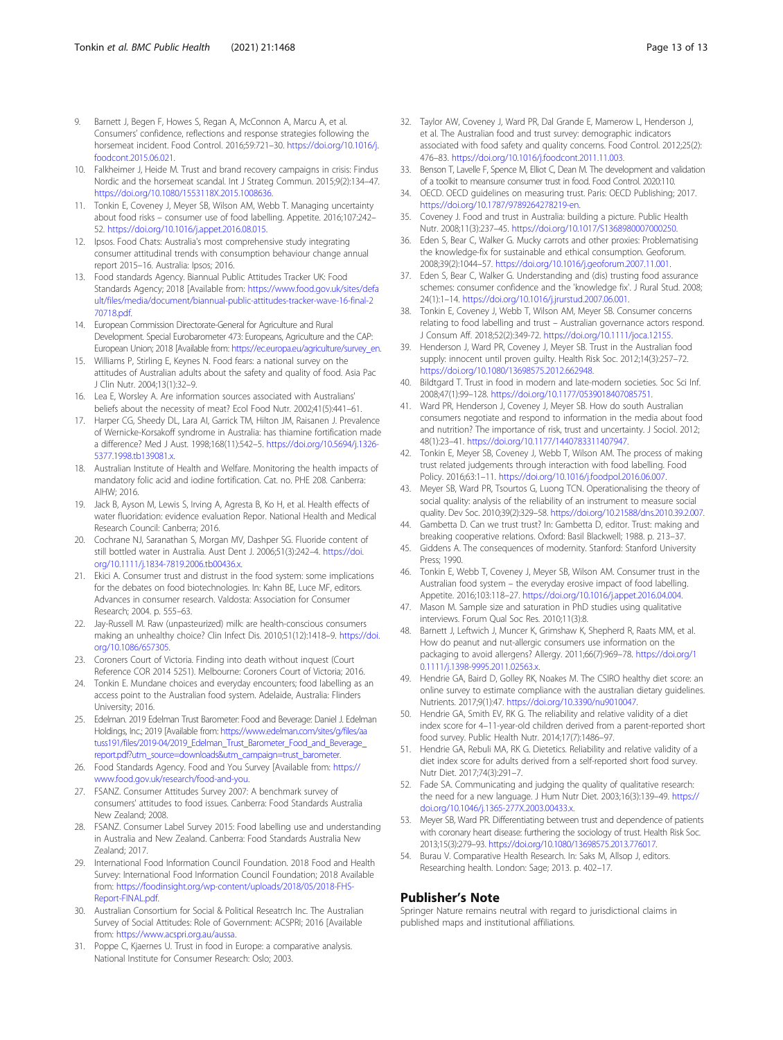9. Barnett J, Begen F, Howes S, Regan A, McConnon A, Marcu A, et al. Consumers' confidence, reflections and response strategies following the horsemeat incident. Food Control. 2016;59:721–30. https://doi.org/10.1016/j.foodcont.2015.06.021.
10. Falkheimer J, Heide M. Trust and brand recovery campaigns in crisis: Findus Nordic and the horsemeat scandal. Int J Strateg Commun. 2015;9(2):134–47. https://doi.org/10.1080/1553118X.2015.1008636.
11. Tonkin E, Coveney J, Meyer SB, Wilson AM, Webb T. Managing uncertainty about food risks – consumer use of food labelling. Appetite. 2016;107:242–52. https://doi.org/10.1016/j.appet.2016.08.015.
12. Ipsos. Food Chats: Australia's most comprehensive study integrating consumer attitudinal trends with consumption behaviour change annual report 2015–16. Australia: Ipsos; 2016.
13. Food standards Agency. Biannual Public Attitudes Tracker UK: Food Standards Agency; 2018 [Available from: https://www.food.gov.uk/sites/default/files/media/document/biannual-public-attitudes-tracker-wave-16-final-270718.pdf.
14. European Commission Directorate-General for Agriculture and Rural Development. Special Eurobarometer 473: Europeans, Agriculture and the CAP: European Union; 2018 [Available from: https://ec.europa.eu/agriculture/survey_en.
15. Williams P, Stirling E, Keynes N. Food fears: a national survey on the attitudes of Australian adults about the safety and quality of food. Asia Pac J Clin Nutr. 2004;13(1):32–9.
16. Lea E, Worsley A. Are information sources associated with Australians' beliefs about the necessity of meat? Ecol Food Nutr. 2002;41(5):441–61.
17. Harper CG, Sheedy DL, Lara AI, Garrick TM, Hilton JM, Raisanen J. Prevalence of Wernicke-Korsakoff syndrome in Australia: has thiamine fortification made a difference? Med J Aust. 1998;168(11):542–5. https://doi.org/10.5694/j.1326-5377.1998.tb139081.x.
18. Australian Institute of Health and Welfare. Monitoring the health impacts of mandatory folic acid and iodine fortification. Cat. no. PHE 208. Canberra: AIHW; 2016.
19. Jack B, Ayson M, Lewis S, Irving A, Agresta B, Ko H, et al. Health effects of water fluoridation: evidence evaluation Repor. National Health and Medical Research Council: Canberra; 2016.
20. Cochrane NJ, Saranathan S, Morgan MV, Dashper SG. Fluoride content of still bottled water in Australia. Aust Dent J. 2006;51(3):242–4. https://doi.org/10.1111/j.1834-7819.2006.tb00436.x.
21. Ekici A. Consumer trust and distrust in the food system: some implications for the debates on food biotechnologies. In: Kahn BE, Luce MF, editors. Advances in consumer research. Valdosta: Association for Consumer Research; 2004. p. 555–63.
22. Jay-Russell M. Raw (unpasteurized) milk: are health-conscious consumers making an unhealthy choice? Clin Infect Dis. 2010;51(12):1418–9. https://doi.org/10.1086/657305.
23. Coroners Court of Victoria. Finding into death without inquest (Court Reference COR 2014 5251). Melbourne: Coroners Court of Victoria; 2016.
24. Tonkin E. Mundane choices and everyday encounters; food labelling as an access point to the Australian food system. Adelaide, Australia: Flinders University; 2016.
25. Edelman. 2019 Edelman Trust Barometer: Food and Beverage: Daniel J. Edelman Holdings, Inc.; 2019 [Available from: https://www.edelman.com/sites/g/files/aatuss191/files/2019-04/2019_Edelman_Trust_Barometer_Food_and_Beverage_report.pdf?utm_source=downloads&utm_campaign=trust_barometer.
26. Food Standards Agency. Food and You Survey [Available from: https://www.food.gov.uk/research/food-and-you.
27. FSANZ. Consumer Attitudes Survey 2007: A benchmark survey of consumers' attitudes to food issues. Canberra: Food Standards Australia New Zealand; 2008.
28. FSANZ. Consumer Label Survey 2015: Food labelling use and understanding in Australia and New Zealand. Canberra: Food Standards Australia New Zealand; 2017.
29. International Food Information Council Foundation. 2018 Food and Health Survey: International Food Information Council Foundation; 2018 Available from: https://foodinsight.org/wp-content/uploads/2018/05/2018-FHS-Report-FINAL.pdf.
30. Australian Consortium for Social & Political Reseatrch Inc. The Australian Survey of Social Attitudes: Role of Government: ACSPRI; 2016 [Available from: https://www.acspri.org.au/aussa.
31. Poppe C, Kjaernes U. Trust in food in Europe: a comparative analysis. National Institute for Consumer Research: Oslo; 2003.
32. Taylor AW, Coveney J, Ward PR, Dal Grande E, Mamerow L, Henderson J, et al. The Australian food and trust survey: demographic indicators associated with food safety and quality concerns. Food Control. 2012;25(2):476–83. https://doi.org/10.1016/j.foodcont.2011.11.003.
33. Benson T, Lavelle F, Spence M, Elliot C, Dean M. The development and validation of a toolkit to meansure consumer trust in food. Food Control. 2020:110.
34. OECD. OECD guidelines on measuring trust. Paris: OECD Publishing; 2017. https://doi.org/10.1787/9789264278219-en.
35. Coveney J. Food and trust in Australia: building a picture. Public Health Nutr. 2008;11(3):237–45. https://doi.org/10.1017/S1368980007000250.
36. Eden S, Bear C, Walker G. Mucky carrots and other proxies: Problematising the knowledge-fix for sustainable and ethical consumption. Geoforum. 2008;39(2):1044–57. https://doi.org/10.1016/j.geoforum.2007.11.001.
37. Eden S, Bear C, Walker G. Understanding and (dis) trusting food assurance schemes: consumer confidence and the 'knowledge fix'. J Rural Stud. 2008;24(1):1–14. https://doi.org/10.1016/j.jrurstud.2007.06.001.
38. Tonkin E, Coveney J, Webb T, Wilson AM, Meyer SB. Consumer concerns relating to food labelling and trust – Australian governance actors respond. J Consum Aff. 2018;52(2):349-72. https://doi.org/10.1111/joca.12155.
39. Henderson J, Ward PR, Coveney J, Meyer SB. Trust in the Australian food supply: innocent until proven guilty. Health Risk Soc. 2012;14(3):257–72. https://doi.org/10.1080/13698575.2012.662948.
40. Bildtgard T. Trust in food in modern and late-modern societies. Soc Sci Inf. 2008;47(1):99–128. https://doi.org/10.1177/0539018407085751.
41. Ward PR, Henderson J, Coveney J, Meyer SB. How do south Australian consumers negotiate and respond to information in the media about food and nutrition? The importance of risk, trust and uncertainty. J Sociol. 2012;48(1):23–41. https://doi.org/10.1177/1440783311407947.
42. Tonkin E, Meyer SB, Coveney J, Webb T, Wilson AM. The process of making trust related judgements through interaction with food labelling. Food Policy. 2016;63:1–11. https://doi.org/10.1016/j.foodpol.2016.06.007.
43. Meyer SB, Ward PR, Tsourtos G, Luong TCN. Operationalising the theory of social quality: analysis of the reliability of an instrument to measure social quality. Dev Soc. 2010;39(2):329–58. https://doi.org/10.21588/dns.2010.39.2.007.
44. Gambetta D. Can we trust trust? In: Gambetta D, editor. Trust: making and breaking cooperative relations. Oxford: Basil Blackwell; 1988. p. 213–37.
45. Giddens A. The consequences of modernity. Stanford: Stanford University Press; 1990.
46. Tonkin E, Webb T, Coveney J, Meyer SB, Wilson AM. Consumer trust in the Australian food system – the everyday erosive impact of food labelling. Appetite. 2016;103:118–27. https://doi.org/10.1016/j.appet.2016.04.004.
47. Mason M. Sample size and saturation in PhD studies using qualitative interviews. Forum Qual Soc Res. 2010;11(3):8.
48. Barnett J, Leftwich J, Muncer K, Grimshaw K, Shepherd R, Raats MM, et al. How do peanut and nut-allergic consumers use information on the packaging to avoid allergens? Allergy. 2011;66(7):969–78. https://doi.org/10.1111/j.1398-9995.2011.02563.x.
49. Hendrie GA, Baird D, Golley RK, Noakes M. The CSIRO healthy diet score: an online survey to estimate compliance with the australian dietary guidelines. Nutrients. 2017;9(1):47. https://doi.org/10.3390/nu9010047.
50. Hendrie GA, Smith EV, RK G. The reliability and relative validity of a diet index score for 4–11-year-old children derived from a parent-reported short food survey. Public Health Nutr. 2014;17(7):1486–97.
51. Hendrie GA, Rebuli MA, RK G. Dietetics. Reliability and relative validity of a diet index score for adults derived from a self-reported short food survey. Nutr Diet. 2017;74(3):291–7.
52. Fade SA. Communicating and judging the quality of qualitative research: the need for a new language. J Hum Nutr Diet. 2003;16(3):139–49. https://doi.org/10.1046/j.1365-277X.2003.00433.x.
53. Meyer SB, Ward PR. Differentiating between trust and dependence of patients with coronary heart disease: furthering the sociology of trust. Health Risk Soc. 2013;15(3):279–93. https://doi.org/10.1080/13698575.2013.776017.
54. Burau V. Comparative Health Research. In: Saks M, Allsop J, editors. Researching health. London: Sage; 2013. p. 402–17.

## Publisher's Note

Springer Nature remains neutral with regard to jurisdictional claims in published maps and institutional affiliations.